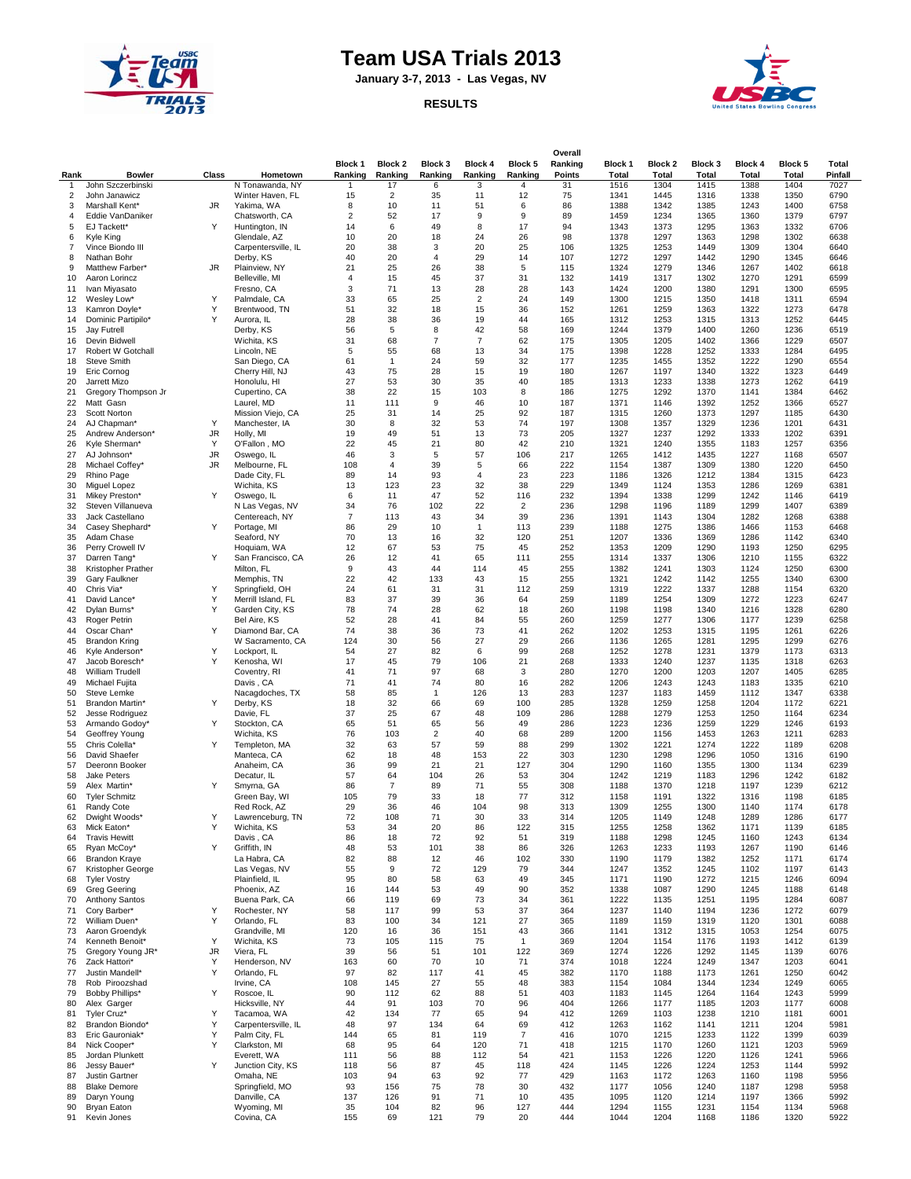# Team USA Trials 2013

**January 3-7, 2013 - Las Vegas, NV**

**RESULTS**

| Rank | Bowler | Class | Hometown | Block 1 Ranking | Block 2 Ranking | Block 3 Ranking | Block 4 Ranking | Block 5 Ranking | Overall Ranking Points | Block 1 Total | Block 2 Total | Block 3 Total | Block 4 Total | Block 5 Total | Total Pinfall |
|---|---|---|---|---|---|---|---|---|---|---|---|---|---|---|---|
| 1 | John Szczerbinski | | N Tonawanda, NY | 1 | 17 | 6 | 3 | 4 | 31 | 1516 | 1304 | 1415 | 1388 | 1404 | 7027 |
| 2 | John Janawicz | | Winter Haven, FL | 15 | 2 | 35 | 11 | 12 | 75 | 1341 | 1445 | 1316 | 1338 | 1350 | 6790 |
| 3 | Marshall Kent* | JR | Yakima, WA | 8 | 10 | 11 | 51 | 6 | 86 | 1388 | 1342 | 1385 | 1243 | 1400 | 6758 |
| 4 | Eddie VanDaniker | | Chatsworth, CA | 2 | 52 | 17 | 9 | 9 | 89 | 1459 | 1234 | 1365 | 1360 | 1379 | 6797 |
| 5 | EJ Tackett* | Y | Huntington, IN | 14 | 6 | 49 | 8 | 17 | 94 | 1343 | 1373 | 1295 | 1363 | 1332 | 6706 |
| 6 | Kyle King | | Glendale, AZ | 10 | 20 | 18 | 24 | 26 | 98 | 1378 | 1297 | 1363 | 1298 | 1302 | 6638 |
| 7 | Vince Biondo III | | Carpentersville, IL | 20 | 38 | 3 | 20 | 25 | 106 | 1325 | 1253 | 1449 | 1309 | 1304 | 6640 |
| 8 | Nathan Bohr | | Derby, KS | 40 | 20 | 4 | 29 | 14 | 107 | 1272 | 1297 | 1442 | 1290 | 1345 | 6646 |
| 9 | Matthew Farber* | JR | Plainview, NY | 21 | 25 | 26 | 38 | 5 | 115 | 1324 | 1279 | 1346 | 1267 | 1402 | 6618 |
| 10 | Aaron Lorincz | | Belleville, MI | 4 | 15 | 45 | 37 | 31 | 132 | 1419 | 1317 | 1302 | 1270 | 1291 | 6599 |
| 11 | Ivan Miyasato | | Fresno, CA | 3 | 71 | 13 | 28 | 28 | 143 | 1424 | 1200 | 1380 | 1291 | 1300 | 6595 |
| 12 | Wesley Low* | Y | Palmdale, CA | 33 | 65 | 25 | 2 | 24 | 149 | 1300 | 1215 | 1350 | 1418 | 1311 | 6594 |
| 13 | Kamron Doyle* | Y | Brentwood, TN | 51 | 32 | 18 | 15 | 36 | 152 | 1261 | 1259 | 1363 | 1322 | 1273 | 6478 |
| 14 | Dominic Partipilo* | Y | Aurora, IL | 28 | 38 | 36 | 19 | 44 | 165 | 1312 | 1253 | 1315 | 1313 | 1252 | 6445 |
| 15 | Jay Futrell | | Derby, KS | 56 | 5 | 8 | 42 | 58 | 169 | 1244 | 1379 | 1400 | 1260 | 1236 | 6519 |
| 16 | Devin Bidwell | | Wichita, KS | 31 | 68 | 7 | 7 | 62 | 175 | 1305 | 1205 | 1402 | 1366 | 1229 | 6507 |
| 17 | Robert W Gotchall | | Lincoln, NE | 5 | 55 | 68 | 13 | 34 | 175 | 1398 | 1228 | 1252 | 1333 | 1284 | 6495 |
| 18 | Steve Smith | | San Diego, CA | 61 | 1 | 24 | 59 | 32 | 177 | 1235 | 1455 | 1352 | 1222 | 1290 | 6554 |
| 19 | Eric Cornog | | Cherry Hill, NJ | 43 | 75 | 28 | 15 | 19 | 180 | 1267 | 1197 | 1340 | 1322 | 1323 | 6449 |
| 20 | Jarrett Mizo | | Honolulu, HI | 27 | 53 | 30 | 35 | 40 | 185 | 1313 | 1233 | 1338 | 1273 | 1262 | 6419 |
| 21 | Gregory Thompson Jr | | Cupertino, CA | 38 | 22 | 15 | 103 | 8 | 186 | 1275 | 1292 | 1370 | 1141 | 1384 | 6462 |
| 22 | Matt Gasn | | Laurel, MD | 11 | 111 | 9 | 46 | 10 | 187 | 1371 | 1146 | 1392 | 1252 | 1366 | 6527 |
| 23 | Scott Norton | | Mission Viejo, CA | 25 | 31 | 14 | 25 | 92 | 187 | 1315 | 1260 | 1373 | 1297 | 1185 | 6430 |
| 24 | AJ Chapman* | Y | Manchester, IA | 30 | 8 | 32 | 53 | 74 | 197 | 1308 | 1357 | 1329 | 1236 | 1201 | 6431 |
| 25 | Andrew Anderson* | JR | Holly, MI | 19 | 49 | 51 | 13 | 73 | 205 | 1327 | 1237 | 1292 | 1333 | 1202 | 6391 |
| 26 | Kyle Sherman* | Y | O'Fallon , MO | 22 | 45 | 21 | 80 | 42 | 210 | 1321 | 1240 | 1355 | 1183 | 1257 | 6356 |
| 27 | AJ Johnson* | JR | Oswego, IL | 46 | 3 | 5 | 57 | 106 | 217 | 1265 | 1412 | 1435 | 1227 | 1168 | 6507 |
| 28 | Michael Coffey* | JR | Melbourne, FL | 108 | 4 | 39 | 5 | 66 | 222 | 1154 | 1387 | 1309 | 1380 | 1220 | 6450 |
| 29 | Rhino Page | | Dade City, FL | 89 | 14 | 93 | 4 | 23 | 223 | 1186 | 1326 | 1212 | 1384 | 1315 | 6423 |
| 30 | Miguel Lopez | | Wichita, KS | 13 | 123 | 23 | 32 | 38 | 229 | 1349 | 1124 | 1353 | 1286 | 1269 | 6381 |
| 31 | Mikey Preston* | Y | Oswego, IL | 6 | 11 | 47 | 52 | 116 | 232 | 1394 | 1338 | 1299 | 1242 | 1146 | 6419 |
| 32 | Steven Villanueva | | N Las Vegas, NV | 34 | 76 | 102 | 22 | 2 | 236 | 1298 | 1196 | 1189 | 1299 | 1407 | 6389 |
| 33 | Jack Castellano | | Centereach, NY | 7 | 113 | 43 | 34 | 39 | 236 | 1391 | 1143 | 1304 | 1282 | 1268 | 6388 |
| 34 | Casey Shephard* | Y | Portage, MI | 86 | 29 | 10 | 1 | 113 | 239 | 1188 | 1275 | 1386 | 1466 | 1153 | 6468 |
| 35 | Adam Chase | | Seaford, NY | 70 | 13 | 16 | 32 | 120 | 251 | 1207 | 1336 | 1369 | 1286 | 1142 | 6340 |
| 36 | Perry Crowell IV | | Hoquiam, WA | 12 | 67 | 53 | 75 | 45 | 252 | 1353 | 1209 | 1290 | 1193 | 1250 | 6295 |
| 37 | Darren Tang* | Y | San Francisco, CA | 26 | 12 | 41 | 65 | 111 | 255 | 1314 | 1337 | 1306 | 1210 | 1155 | 6322 |
| 38 | Kristopher Prather | | Milton, FL | 9 | 43 | 44 | 114 | 45 | 255 | 1382 | 1241 | 1303 | 1124 | 1250 | 6300 |
| 39 | Gary Faulkner | | Memphis, TN | 22 | 42 | 133 | 43 | 15 | 255 | 1321 | 1242 | 1142 | 1255 | 1340 | 6300 |
| 40 | Chris Via* | Y | Springfield, OH | 24 | 61 | 31 | 31 | 112 | 259 | 1319 | 1222 | 1337 | 1288 | 1154 | 6320 |
| 41 | David Lance* | Y | Merrill Island, FL | 83 | 37 | 39 | 36 | 64 | 259 | 1189 | 1254 | 1309 | 1272 | 1223 | 6247 |
| 42 | Dylan Burns* | Y | Garden City, KS | 78 | 74 | 28 | 62 | 18 | 260 | 1198 | 1198 | 1340 | 1216 | 1328 | 6280 |
| 43 | Roger Petrin | | Bel Aire, KS | 52 | 28 | 41 | 84 | 55 | 260 | 1259 | 1277 | 1306 | 1177 | 1239 | 6258 |
| 44 | Oscar Chan* | Y | Diamond Bar, CA | 74 | 38 | 36 | 73 | 41 | 262 | 1202 | 1253 | 1315 | 1195 | 1261 | 6226 |
| 45 | Brandon Kring | | W Sacramento, CA | 124 | 30 | 56 | 27 | 29 | 266 | 1136 | 1265 | 1281 | 1295 | 1299 | 6276 |
| 46 | Kyle Anderson* | Y | Lockport, IL | 54 | 27 | 82 | 6 | 99 | 268 | 1252 | 1278 | 1231 | 1379 | 1173 | 6313 |
| 47 | Jacob Boresch* | Y | Kenosha, WI | 17 | 45 | 79 | 106 | 21 | 268 | 1333 | 1240 | 1237 | 1135 | 1318 | 6263 |
| 48 | William Trudell | | Coventry, RI | 41 | 71 | 97 | 68 | 3 | 280 | 1270 | 1200 | 1203 | 1207 | 1405 | 6285 |
| 49 | Michael Fujita | | Davis , CA | 71 | 41 | 74 | 80 | 16 | 282 | 1206 | 1243 | 1243 | 1183 | 1335 | 6210 |
| 50 | Steve Lemke | | Nacagdoches, TX | 58 | 85 | 1 | 126 | 13 | 283 | 1237 | 1183 | 1459 | 1112 | 1347 | 6338 |
| 51 | Brandon Martin* | Y | Derby, KS | 18 | 32 | 66 | 69 | 100 | 285 | 1328 | 1259 | 1258 | 1204 | 1172 | 6221 |
| 52 | Jesse Rodriguez | | Davie, FL | 37 | 25 | 67 | 48 | 109 | 286 | 1288 | 1279 | 1253 | 1250 | 1164 | 6234 |
| 53 | Armando Godoy* | Y | Stockton, CA | 65 | 51 | 65 | 56 | 49 | 286 | 1223 | 1236 | 1259 | 1229 | 1246 | 6193 |
| 54 | Geoffrey Young | | Wichita, KS | 76 | 103 | 2 | 40 | 68 | 289 | 1200 | 1156 | 1453 | 1263 | 1211 | 6283 |
| 55 | Chris Colella* | Y | Templeton, MA | 32 | 63 | 57 | 59 | 88 | 299 | 1302 | 1221 | 1274 | 1222 | 1189 | 6208 |
| 56 | David Shaefer | | Manteca, CA | 62 | 18 | 48 | 153 | 22 | 303 | 1230 | 1298 | 1296 | 1050 | 1316 | 6190 |
| 57 | Deeronn Booker | | Anaheim, CA | 36 | 99 | 21 | 21 | 127 | 304 | 1290 | 1160 | 1355 | 1300 | 1134 | 6239 |
| 58 | Jake Peters | | Decatur, IL | 57 | 64 | 104 | 26 | 53 | 304 | 1242 | 1219 | 1183 | 1296 | 1242 | 6182 |
| 59 | Alex Martin* | Y | Smyrna, GA | 86 | 7 | 89 | 71 | 55 | 308 | 1188 | 1370 | 1218 | 1197 | 1239 | 6212 |
| 60 | Tyler Schmitz | | Green Bay, WI | 105 | 79 | 33 | 18 | 77 | 312 | 1158 | 1191 | 1322 | 1316 | 1198 | 6185 |
| 61 | Randy Cote | | Red Rock, AZ | 29 | 36 | 46 | 104 | 98 | 313 | 1309 | 1255 | 1300 | 1140 | 1174 | 6178 |
| 62 | Dwight Woods* | Y | Lawrenceburg, TN | 72 | 108 | 71 | 30 | 33 | 314 | 1205 | 1149 | 1248 | 1289 | 1286 | 6177 |
| 63 | Mick Eaton* | Y | Wichita, KS | 53 | 34 | 20 | 86 | 122 | 315 | 1255 | 1258 | 1362 | 1171 | 1139 | 6185 |
| 64 | Travis Hewitt | | Davis , CA | 86 | 18 | 72 | 92 | 51 | 319 | 1188 | 1298 | 1245 | 1160 | 1243 | 6134 |
| 65 | Ryan McCoy* | Y | Griffith, IN | 48 | 53 | 101 | 38 | 86 | 326 | 1263 | 1233 | 1193 | 1267 | 1190 | 6146 |
| 66 | Brandon Kraye | | La Habra, CA | 82 | 88 | 12 | 46 | 102 | 330 | 1190 | 1179 | 1382 | 1252 | 1171 | 6174 |
| 67 | Kristopher George | | Las Vegas, NV | 55 | 9 | 72 | 129 | 79 | 344 | 1247 | 1352 | 1245 | 1102 | 1197 | 6143 |
| 68 | Tyler Vostry | | Plainfield, IL | 95 | 80 | 58 | 63 | 49 | 345 | 1171 | 1190 | 1272 | 1215 | 1246 | 6094 |
| 69 | Greg Geering | | Phoenix, AZ | 16 | 144 | 53 | 49 | 90 | 352 | 1338 | 1087 | 1290 | 1245 | 1188 | 6148 |
| 70 | Anthony Santos | | Buena Park, CA | 66 | 119 | 69 | 73 | 34 | 361 | 1222 | 1135 | 1251 | 1195 | 1284 | 6087 |
| 71 | Cory Barber* | Y | Rochester, NY | 58 | 117 | 99 | 53 | 37 | 364 | 1237 | 1140 | 1194 | 1236 | 1272 | 6079 |
| 72 | William Duen* | Y | Orlando, FL | 83 | 100 | 34 | 121 | 27 | 365 | 1189 | 1159 | 1319 | 1120 | 1301 | 6088 |
| 73 | Aaron Groendyk | | Grandville, MI | 120 | 16 | 36 | 151 | 43 | 366 | 1141 | 1312 | 1315 | 1053 | 1254 | 6075 |
| 74 | Kenneth Benoit* | Y | Wichita, KS | 73 | 105 | 115 | 75 | 1 | 369 | 1204 | 1154 | 1176 | 1193 | 1412 | 6139 |
| 75 | Gregory Young JR* | JR | Viera, FL | 39 | 56 | 51 | 101 | 122 | 369 | 1274 | 1226 | 1292 | 1145 | 1139 | 6076 |
| 76 | Zack Hattori* | Y | Henderson, NV | 163 | 60 | 70 | 10 | 71 | 374 | 1018 | 1224 | 1249 | 1347 | 1203 | 6041 |
| 77 | Justin Mandell* | Y | Orlando, FL | 97 | 82 | 117 | 41 | 45 | 382 | 1170 | 1188 | 1173 | 1261 | 1250 | 6042 |
| 78 | Rob Piroozshad | | Irvine, CA | 108 | 145 | 27 | 55 | 48 | 383 | 1154 | 1084 | 1344 | 1234 | 1249 | 6065 |
| 79 | Bobby Phillips* | Y | Roscoe, IL | 90 | 112 | 62 | 88 | 51 | 403 | 1183 | 1145 | 1264 | 1164 | 1243 | 5999 |
| 80 | Alex Garger | | Hicksville, NY | 44 | 91 | 103 | 70 | 96 | 404 | 1266 | 1177 | 1185 | 1203 | 1177 | 6008 |
| 81 | Tyler Cruz* | Y | Tacamoa, WA | 42 | 134 | 77 | 65 | 94 | 412 | 1269 | 1103 | 1238 | 1210 | 1181 | 6001 |
| 82 | Brandon Biondo* | Y | Carpentersville, IL | 48 | 97 | 134 | 64 | 69 | 412 | 1263 | 1162 | 1141 | 1211 | 1204 | 5981 |
| 83 | Eric Gauroniak* | Y | Palm City, FL | 144 | 65 | 81 | 119 | 7 | 416 | 1070 | 1215 | 1233 | 1122 | 1399 | 6039 |
| 84 | Nick Cooper* | Y | Clarkston, MI | 68 | 95 | 64 | 120 | 71 | 418 | 1215 | 1170 | 1260 | 1121 | 1203 | 5969 |
| 85 | Jordan Plunkett | | Everett, WA | 111 | 56 | 88 | 112 | 54 | 421 | 1153 | 1226 | 1220 | 1126 | 1241 | 5966 |
| 86 | Jessy Bauer* | Y | Junction City, KS | 118 | 56 | 87 | 45 | 118 | 424 | 1145 | 1226 | 1224 | 1253 | 1144 | 5992 |
| 87 | Justin Gartner | | Omaha, NE | 103 | 94 | 63 | 92 | 77 | 429 | 1163 | 1172 | 1263 | 1160 | 1198 | 5956 |
| 88 | Blake Demore | | Springfield, MO | 93 | 156 | 75 | 78 | 30 | 432 | 1177 | 1056 | 1240 | 1187 | 1298 | 5958 |
| 89 | Daryn Young | | Danville, CA | 137 | 126 | 91 | 71 | 10 | 435 | 1095 | 1120 | 1214 | 1197 | 1366 | 5992 |
| 90 | Bryan Eaton | | Wyoming, MI | 35 | 104 | 82 | 96 | 127 | 444 | 1294 | 1155 | 1231 | 1154 | 1134 | 5968 |
| 91 | Kevin Jones | | Covina, CA | 155 | 69 | 121 | 79 | 20 | 444 | 1044 | 1204 | 1168 | 1186 | 1320 | 5922 |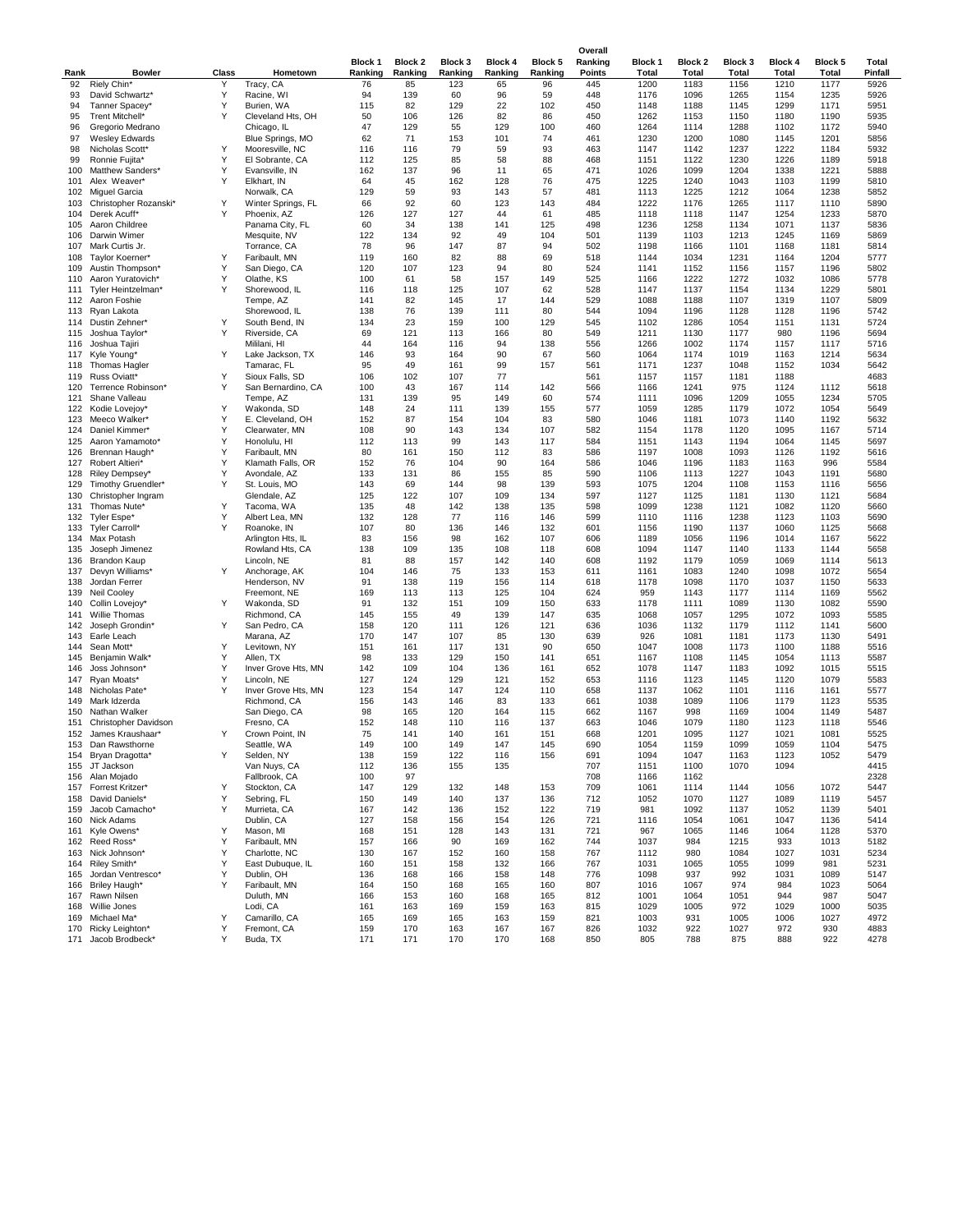| Rank | Bowler | Class | Hometown | Block 1 Ranking | Block 2 Ranking | Block 3 Ranking | Block 4 Ranking | Block 5 Ranking | Overall Ranking Points | Block 1 Total | Block 2 Total | Block 3 Total | Block 4 Total | Block 5 Total | Total Pinfall |
|---|---|---|---|---|---|---|---|---|---|---|---|---|---|---|---|
| 92 | Riely Chin* | Y | Tracy, CA | 76 | 85 | 123 | 65 | 96 | 445 | 1200 | 1183 | 1156 | 1210 | 1177 | 5926 |
| 93 | David Schwartz* | Y | Racine, WI | 94 | 139 | 60 | 96 | 59 | 448 | 1176 | 1096 | 1265 | 1154 | 1235 | 5926 |
| 94 | Tanner Spacey* | Y | Burien, WA | 115 | 82 | 129 | 22 | 102 | 450 | 1148 | 1188 | 1145 | 1299 | 1171 | 5951 |
| 95 | Trent Mitchell* | Y | Cleveland Hts, OH | 50 | 106 | 126 | 82 | 86 | 450 | 1262 | 1153 | 1150 | 1180 | 1190 | 5935 |
| 96 | Gregorio Medrano | | Chicago, IL | 47 | 129 | 55 | 129 | 100 | 460 | 1264 | 1114 | 1288 | 1102 | 1172 | 5940 |
| 97 | Wesley Edwards | | Blue Springs, MO | 62 | 71 | 153 | 101 | 74 | 461 | 1230 | 1200 | 1080 | 1145 | 1201 | 5856 |
| 98 | Nicholas Scott* | Y | Mooresville, NC | 116 | 116 | 79 | 59 | 93 | 463 | 1147 | 1142 | 1237 | 1222 | 1184 | 5932 |
| 99 | Ronnie Fujita* | Y | El Sobrante, CA | 112 | 125 | 85 | 58 | 88 | 468 | 1151 | 1122 | 1230 | 1226 | 1189 | 5918 |
| 100 | Matthew Sanders* | Y | Evansville, IN | 162 | 137 | 96 | 11 | 65 | 471 | 1026 | 1099 | 1204 | 1338 | 1221 | 5888 |
| 101 | Alex Weaver* | Y | Elkhart, IN | 64 | 45 | 162 | 128 | 76 | 475 | 1225 | 1240 | 1043 | 1103 | 1199 | 5810 |
| 102 | Miguel Garcia | | Norwalk, CA | 129 | 59 | 93 | 143 | 57 | 481 | 1113 | 1225 | 1212 | 1064 | 1238 | 5852 |
| 103 | Christopher Rozanski* | Y | Winter Springs, FL | 66 | 92 | 60 | 123 | 143 | 484 | 1222 | 1176 | 1265 | 1117 | 1110 | 5890 |
| 104 | Derek Acuff* | Y | Phoenix, AZ | 126 | 127 | 127 | 44 | 61 | 485 | 1118 | 1118 | 1147 | 1254 | 1233 | 5870 |
| 105 | Aaron Childree | | Panama City, FL | 60 | 34 | 138 | 141 | 125 | 498 | 1236 | 1258 | 1134 | 1071 | 1137 | 5836 |
| 106 | Darwin Wimer | | Mesquite, NV | 122 | 134 | 92 | 49 | 104 | 501 | 1139 | 1103 | 1213 | 1245 | 1169 | 5869 |
| 107 | Mark Curtis Jr. | | Torrance, CA | 78 | 96 | 147 | 87 | 94 | 502 | 1198 | 1166 | 1101 | 1168 | 1181 | 5814 |
| 108 | Taylor Koerner* | Y | Faribault, MN | 119 | 160 | 82 | 88 | 69 | 518 | 1144 | 1034 | 1231 | 1164 | 1204 | 5777 |
| 109 | Austin Thompson* | Y | San Diego, CA | 120 | 107 | 123 | 94 | 80 | 524 | 1141 | 1152 | 1156 | 1157 | 1196 | 5802 |
| 110 | Aaron Yuratovich* | Y | Olathe, KS | 100 | 61 | 58 | 157 | 149 | 525 | 1166 | 1222 | 1272 | 1032 | 1086 | 5778 |
| 111 | Tyler Heintzelman* | Y | Shorewood, IL | 116 | 118 | 125 | 107 | 62 | 528 | 1147 | 1137 | 1154 | 1134 | 1229 | 5801 |
| 112 | Aaron Foshie | | Tempe, AZ | 141 | 82 | 145 | 17 | 144 | 529 | 1088 | 1188 | 1107 | 1319 | 1107 | 5809 |
| 113 | Ryan Lakota | | Shorewood, IL | 138 | 76 | 139 | 111 | 80 | 544 | 1094 | 1196 | 1128 | 1128 | 1196 | 5742 |
| 114 | Dustin Zehner* | Y | South Bend, IN | 134 | 23 | 159 | 100 | 129 | 545 | 1102 | 1286 | 1054 | 1151 | 1131 | 5724 |
| 115 | Joshua Taylor* | Y | Riverside, CA | 69 | 121 | 113 | 166 | 80 | 549 | 1211 | 1130 | 1177 | 980 | 1196 | 5694 |
| 116 | Joshua Tajiri | | Mililani, HI | 44 | 164 | 116 | 94 | 138 | 556 | 1266 | 1002 | 1174 | 1157 | 1117 | 5716 |
| 117 | Kyle Young* | Y | Lake Jackson, TX | 146 | 93 | 164 | 90 | 67 | 560 | 1064 | 1174 | 1019 | 1163 | 1214 | 5634 |
| 118 | Thomas Hagler | | Tamarac, FL | 95 | 49 | 161 | 99 | 157 | 561 | 1171 | 1237 | 1048 | 1152 | 1034 | 5642 |
| 119 | Russ Oviatt* | Y | Sioux Falls, SD | 106 | 102 | 107 | 77 | | 561 | 1157 | 1157 | 1181 | 1188 | | 4683 |
| 120 | Terrence Robinson* | Y | San Bernardino, CA | 100 | 43 | 167 | 114 | 142 | 566 | 1166 | 1241 | 975 | 1124 | 1112 | 5618 |
| 121 | Shane Valleau | | Tempe, AZ | 131 | 139 | 95 | 149 | 60 | 574 | 1111 | 1096 | 1209 | 1055 | 1234 | 5705 |
| 122 | Kodie Lovejoy* | Y | Wakonda, SD | 148 | 24 | 111 | 139 | 155 | 577 | 1059 | 1285 | 1179 | 1072 | 1054 | 5649 |
| 123 | Meeco Walker* | Y | E. Cleveland, OH | 152 | 87 | 154 | 104 | 83 | 580 | 1046 | 1181 | 1073 | 1140 | 1192 | 5632 |
| 124 | Daniel Kimmer* | Y | Clearwater, MN | 108 | 90 | 143 | 134 | 107 | 582 | 1154 | 1178 | 1120 | 1095 | 1167 | 5714 |
| 125 | Aaron Yamamoto* | Y | Honolulu, HI | 112 | 113 | 99 | 143 | 117 | 584 | 1151 | 1143 | 1194 | 1064 | 1145 | 5697 |
| 126 | Brennan Haugh* | Y | Faribault, MN | 80 | 161 | 150 | 112 | 83 | 586 | 1197 | 1008 | 1093 | 1126 | 1192 | 5616 |
| 127 | Robert Altieri* | Y | Klamath Falls, OR | 152 | 76 | 104 | 90 | 164 | 586 | 1046 | 1196 | 1183 | 1163 | 996 | 5584 |
| 128 | Riley Dempsey* | Y | Avondale, AZ | 133 | 131 | 86 | 155 | 85 | 590 | 1106 | 1113 | 1227 | 1043 | 1191 | 5680 |
| 129 | Timothy Gruendler* | Y | St. Louis, MO | 143 | 69 | 144 | 98 | 139 | 593 | 1075 | 1204 | 1108 | 1153 | 1116 | 5656 |
| 130 | Christopher Ingram | | Glendale, AZ | 125 | 122 | 107 | 109 | 134 | 597 | 1127 | 1125 | 1181 | 1130 | 1121 | 5684 |
| 131 | Thomas Nute* | Y | Tacoma, WA | 135 | 48 | 142 | 138 | 135 | 598 | 1099 | 1238 | 1121 | 1082 | 1120 | 5660 |
| 132 | Tyler Espe* | Y | Albert Lea, MN | 132 | 128 | 77 | 116 | 146 | 599 | 1110 | 1116 | 1238 | 1123 | 1103 | 5690 |
| 133 | Tyler Carroll* | Y | Roanoke, IN | 107 | 80 | 136 | 146 | 132 | 601 | 1156 | 1190 | 1137 | 1060 | 1125 | 5668 |
| 134 | Max Potash | | Arlington Hts, IL | 83 | 156 | 98 | 162 | 107 | 606 | 1189 | 1056 | 1196 | 1014 | 1167 | 5622 |
| 135 | Joseph Jimenez | | Rowland Hts, CA | 138 | 109 | 135 | 108 | 118 | 608 | 1094 | 1147 | 1140 | 1133 | 1144 | 5658 |
| 136 | Brandon Kaup | | Lincoln, NE | 81 | 88 | 157 | 142 | 140 | 608 | 1192 | 1179 | 1059 | 1069 | 1114 | 5613 |
| 137 | Devyn Williams* | Y | Anchorage, AK | 104 | 146 | 75 | 133 | 153 | 611 | 1161 | 1083 | 1240 | 1098 | 1072 | 5654 |
| 138 | Jordan Ferrer | | Henderson, NV | 91 | 138 | 119 | 156 | 114 | 618 | 1178 | 1098 | 1170 | 1037 | 1150 | 5633 |
| 139 | Neil Cooley | | Freemont, NE | 169 | 113 | 113 | 125 | 104 | 624 | 959 | 1143 | 1177 | 1114 | 1169 | 5562 |
| 140 | Collin Lovejoy* | Y | Wakonda, SD | 91 | 132 | 151 | 109 | 150 | 633 | 1178 | 1111 | 1089 | 1130 | 1082 | 5590 |
| 141 | Willie Thomas | | Richmond, CA | 145 | 155 | 49 | 139 | 147 | 635 | 1068 | 1057 | 1295 | 1072 | 1093 | 5585 |
| 142 | Joseph Grondin* | Y | San Pedro, CA | 158 | 120 | 111 | 126 | 121 | 636 | 1036 | 1132 | 1179 | 1112 | 1141 | 5600 |
| 143 | Earle Leach | | Marana, AZ | 170 | 147 | 107 | 85 | 130 | 639 | 926 | 1081 | 1181 | 1173 | 1130 | 5491 |
| 144 | Sean Mott* | Y | Levitown, NY | 151 | 161 | 117 | 131 | 90 | 650 | 1047 | 1008 | 1173 | 1100 | 1188 | 5516 |
| 145 | Benjamin Walk* | Y | Allen, TX | 98 | 133 | 129 | 150 | 141 | 651 | 1167 | 1108 | 1145 | 1054 | 1113 | 5587 |
| 146 | Joss Johnson* | Y | Inver Grove Hts, MN | 142 | 109 | 104 | 136 | 161 | 652 | 1078 | 1147 | 1183 | 1092 | 1015 | 5515 |
| 147 | Ryan Moats* | Y | Lincoln, NE | 127 | 124 | 129 | 121 | 152 | 653 | 1116 | 1123 | 1145 | 1120 | 1079 | 5583 |
| 148 | Nicholas Pate* | Y | Inver Grove Hts, MN | 123 | 154 | 147 | 124 | 110 | 658 | 1137 | 1062 | 1101 | 1116 | 1161 | 5577 |
| 149 | Mark Idzerda | | Richmond, CA | 156 | 143 | 146 | 83 | 133 | 661 | 1038 | 1089 | 1106 | 1179 | 1123 | 5535 |
| 150 | Nathan Walker | | San Diego, CA | 98 | 165 | 120 | 164 | 115 | 662 | 1167 | 998 | 1169 | 1004 | 1149 | 5487 |
| 151 | Christopher Davidson | | Fresno, CA | 152 | 148 | 110 | 116 | 137 | 663 | 1046 | 1079 | 1180 | 1123 | 1118 | 5546 |
| 152 | James Kraushaar* | Y | Crown Point, IN | 75 | 141 | 140 | 161 | 151 | 668 | 1201 | 1095 | 1127 | 1021 | 1081 | 5525 |
| 153 | Dan Rawsthorne | | Seattle, WA | 149 | 100 | 149 | 147 | 145 | 690 | 1054 | 1159 | 1099 | 1059 | 1104 | 5475 |
| 154 | Bryan Dragotta* | Y | Selden, NY | 138 | 159 | 122 | 116 | 156 | 691 | 1094 | 1047 | 1163 | 1123 | 1052 | 5479 |
| 155 | JT Jackson | | Van Nuys, CA | 112 | 136 | 155 | 135 | | 707 | 1151 | 1100 | 1070 | 1094 | | 4415 |
| 156 | Alan Mojado | | Fallbrook, CA | 100 | 97 | | | | 708 | 1166 | 1162 | | | | 2328 |
| 157 | Forrest Kritzer* | Y | Stockton, CA | 147 | 129 | 132 | 148 | 153 | 709 | 1061 | 1114 | 1144 | 1056 | 1072 | 5447 |
| 158 | David Daniels* | Y | Sebring, FL | 150 | 149 | 140 | 137 | 136 | 712 | 1052 | 1070 | 1127 | 1089 | 1119 | 5457 |
| 159 | Jacob Camacho* | Y | Murrieta, CA | 167 | 142 | 136 | 152 | 122 | 719 | 981 | 1092 | 1137 | 1052 | 1139 | 5401 |
| 160 | Nick Adams | | Dublin, CA | 127 | 158 | 156 | 154 | 126 | 721 | 1116 | 1054 | 1061 | 1047 | 1136 | 5414 |
| 161 | Kyle Owens* | Y | Mason, MI | 168 | 151 | 128 | 143 | 131 | 721 | 967 | 1065 | 1146 | 1064 | 1128 | 5370 |
| 162 | Reed Ross* | Y | Faribault, MN | 157 | 166 | 90 | 169 | 162 | 744 | 1037 | 984 | 1215 | 933 | 1013 | 5182 |
| 163 | Nick Johnson* | Y | Charlotte, NC | 130 | 167 | 152 | 160 | 158 | 767 | 1112 | 980 | 1084 | 1027 | 1031 | 5234 |
| 164 | Riley Smith* | Y | East Dubuque, IL | 160 | 151 | 158 | 132 | 166 | 767 | 1031 | 1065 | 1055 | 1099 | 981 | 5231 |
| 165 | Jordan Ventresco* | Y | Dublin, OH | 136 | 168 | 166 | 158 | 148 | 776 | 1098 | 937 | 992 | 1031 | 1089 | 5147 |
| 166 | Briley Haugh* | Y | Faribault, MN | 164 | 150 | 168 | 165 | 160 | 807 | 1016 | 1067 | 974 | 984 | 1023 | 5064 |
| 167 | Rawn Nilsen | | Duluth, MN | 166 | 153 | 160 | 168 | 165 | 812 | 1001 | 1064 | 1051 | 944 | 987 | 5047 |
| 168 | Willie Jones | | Lodi, CA | 161 | 163 | 169 | 159 | 163 | 815 | 1029 | 1005 | 972 | 1029 | 1000 | 5035 |
| 169 | Michael Ma* | Y | Camarillo, CA | 165 | 169 | 165 | 163 | 159 | 821 | 1003 | 931 | 1005 | 1006 | 1027 | 4972 |
| 170 | Ricky Leighton* | Y | Fremont, CA | 159 | 170 | 163 | 167 | 167 | 826 | 1032 | 922 | 1027 | 972 | 930 | 4883 |
| 171 | Jacob Brodbeck* | Y | Buda, TX | 171 | 171 | 170 | 170 | 168 | 850 | 805 | 788 | 875 | 888 | 922 | 4278 |